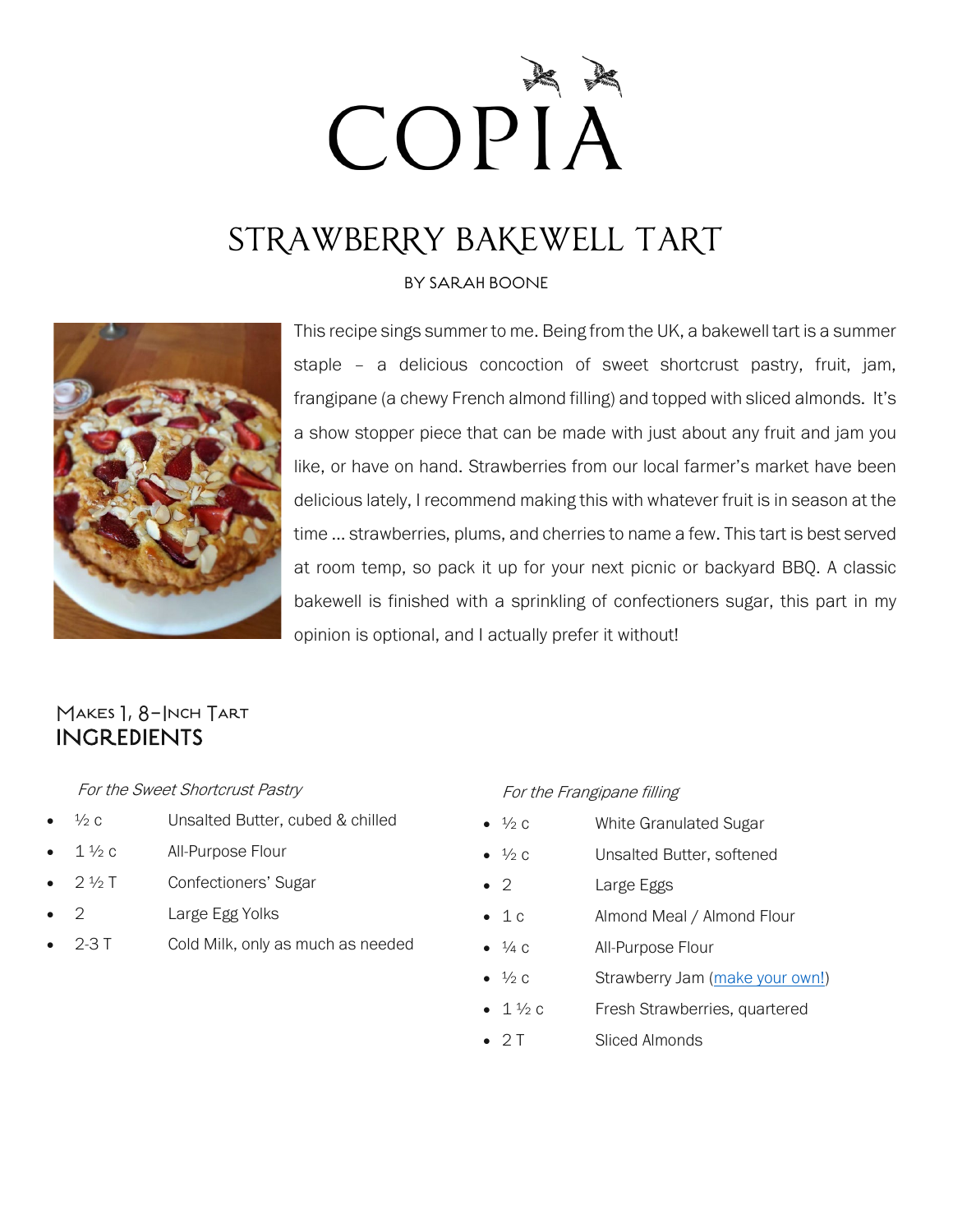# COPIA

# STRAWBERRY BAKEWELL TART

BY SARAH BOONE

This recipe sings summer to me. Being from the UK, a bakewell tart is a summer staple – a delicious concoction of sweet shortcrust pastry, fruit, jam, frangipane (a chewy French almond filling) and topped with sliced almonds. It's a show stopper piece that can be made with just about any fruit and jam you like, or have on hand. Strawberries from our local farmer's market have been delicious lately, I recommend making this with whatever fruit is in season at the time … strawberries, plums, and cherries to name a few. This tart is best served at room temp, so pack it up for your next picnic or backyard BBQ. A classic bakewell is finished with a sprinkling of confectioners sugar, this part in my opinion is optional, and I actually prefer it without!

### Makes 1, 8-Inch Tart

## INGREDIENTS

*For the Sweet Shortcrust Pastry*

- ½ c  Unsalted Butter, cubed & chilled
- 1 ½ c  All-Purpose Flour
- 2 ½ T  Confectioners' Sugar
- 2  Large Egg Yolks
- 2-3 T  Cold Milk, only as much as needed

*For the Frangipane filling*

- ½ c  White Granulated Sugar
- ½ c  Unsalted Butter, softened
- 2  Large Eggs
- 1 c  Almond Meal / Almond Flour
- ¼ c  All-Purpose Flour
- ½ c  Strawberry Jam (make your own!)
- 1 ½ c  Fresh Strawberries, quartered
- 2 T  Sliced Almonds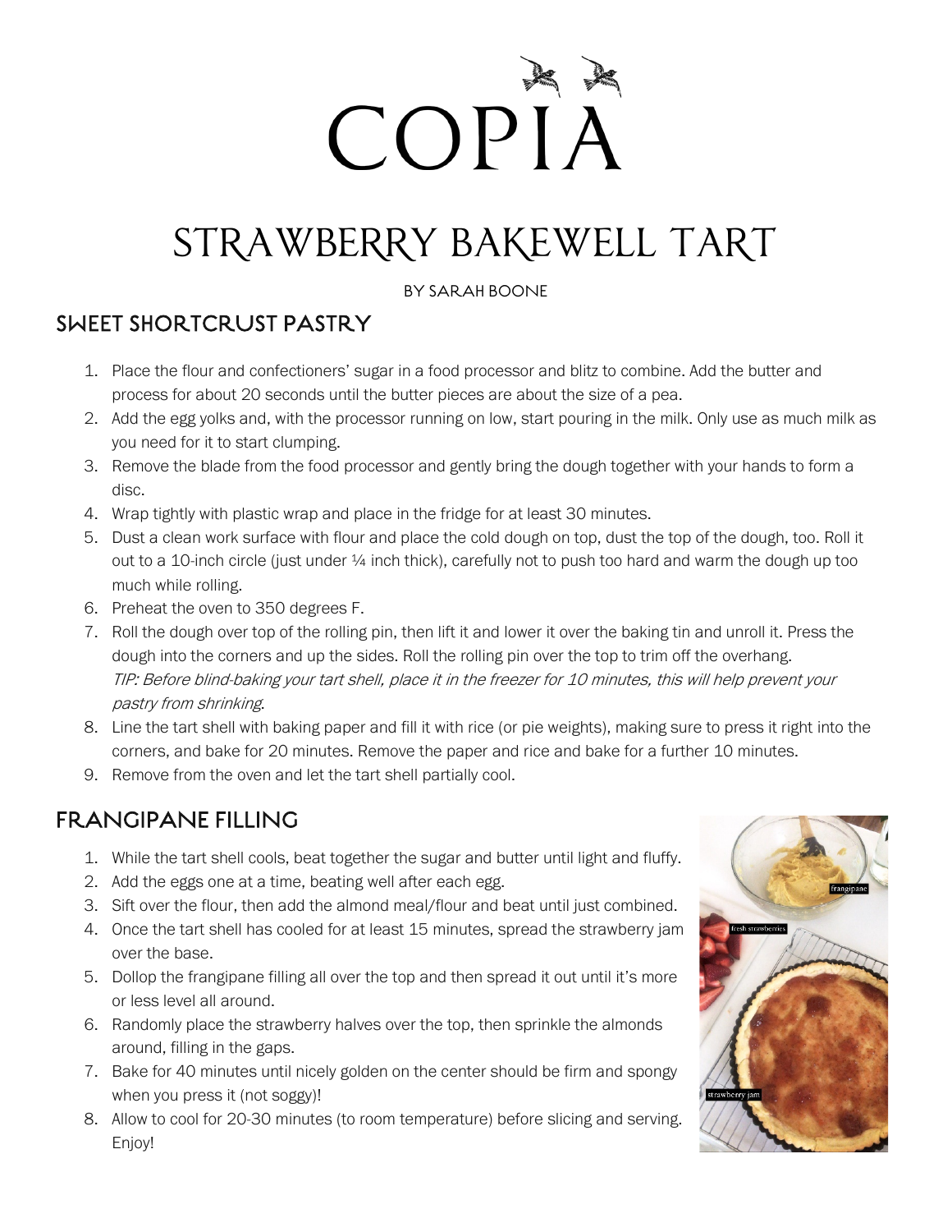# COPIA

# STRAWBERRY BAKEWELL TART

BY SARAH BOONE

## SWEET SHORTCRUST PASTRY

1. Place the flour and confectioners' sugar in a food processor and blitz to combine. Add the butter and process for about 20 seconds until the butter pieces are about the size of a pea.
2. Add the egg yolks and, with the processor running on low, start pouring in the milk. Only use as much milk as you need for it to start clumping.
3. Remove the blade from the food processor and gently bring the dough together with your hands to form a disc.
4. Wrap tightly with plastic wrap and place in the fridge for at least 30 minutes.
5. Dust a clean work surface with flour and place the cold dough on top, dust the top of the dough, too. Roll it out to a 10-inch circle (just under ¼ inch thick), carefully not to push too hard and warm the dough up too much while rolling.
6. Preheat the oven to 350 degrees F.
7. Roll the dough over top of the rolling pin, then lift it and lower it over the baking tin and unroll it. Press the dough into the corners and up the sides. Roll the rolling pin over the top to trim off the overhang.
   *TIP: Before blind-baking your tart shell, place it in the freezer for 10 minutes, this will help prevent your pastry from shrinking.*
8. Line the tart shell with baking paper and fill it with rice (or pie weights), making sure to press it right into the corners, and bake for 20 minutes. Remove the paper and rice and bake for a further 10 minutes.
9. Remove from the oven and let the tart shell partially cool.

## FRANGIPANE FILLING

1. While the tart shell cools, beat together the sugar and butter until light and fluffy.
2. Add the eggs one at a time, beating well after each egg.
3. Sift over the flour, then add the almond meal/flour and beat until just combined.
4. Once the tart shell has cooled for at least 15 minutes, spread the strawberry jam over the base.
5. Dollop the frangipane filling all over the top and then spread it out until it's more or less level all around.
6. Randomly place the strawberry halves over the top, then sprinkle the almonds around, filling in the gaps.
7. Bake for 40 minutes until nicely golden on the center should be firm and spongy when you press it (not soggy)!
8. Allow to cool for 20-30 minutes (to room temperature) before slicing and serving. Enjoy!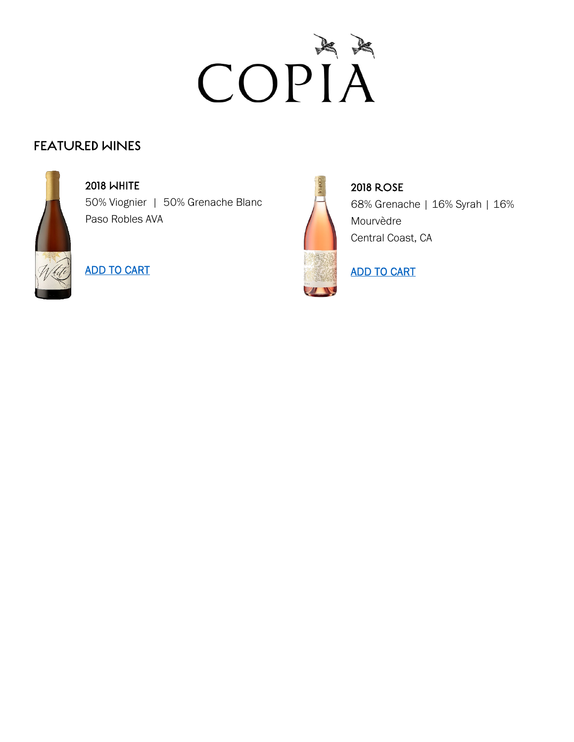# COPIA

## FEATURED WINES

### 2018 WHITE

50% Viognier | 50% Grenache Blanc

Paso Robles AVA

ADD TO CART

### 2018 ROSE

68% Grenache | 16% Syrah | 16% Mourvèdre

Central Coast, CA

ADD TO CART